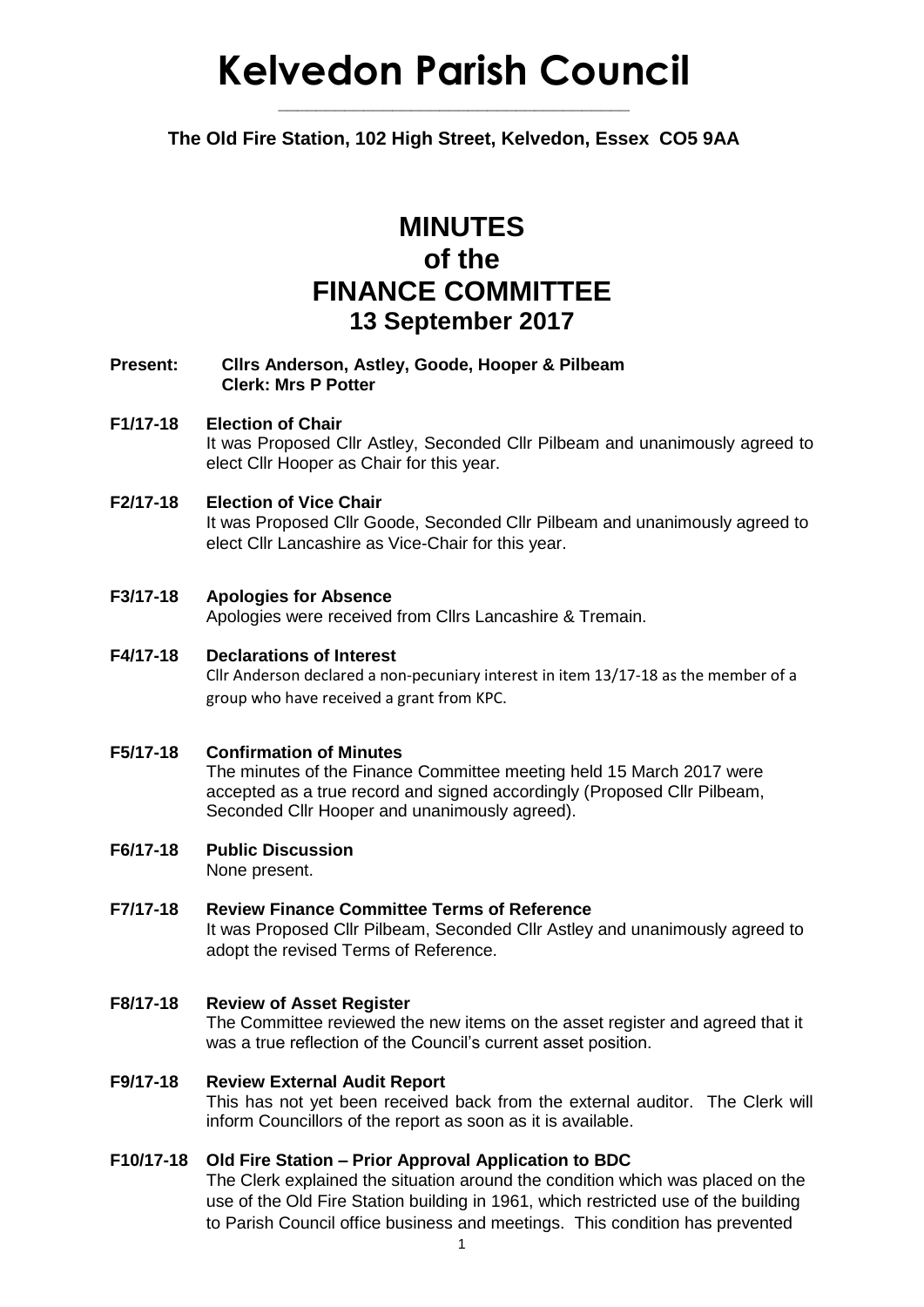# Kelvedon Parish Council

**The Old Fire Station, 102 High Street, Kelvedon, Essex CO5 9AA**

# MINUTES
# of the
# FINANCE COMMITTEE
## 13 September 2017

**Present:** **Cllrs Anderson, Astley, Goode, Hooper & Pilbeam**
**Clerk: Mrs P Potter**

**F1/17-18 Election of Chair**
It was Proposed Cllr Astley, Seconded Cllr Pilbeam and unanimously agreed to elect Cllr Hooper as Chair for this year.

**F2/17-18 Election of Vice Chair**
It was Proposed Cllr Goode, Seconded Cllr Pilbeam and unanimously agreed to elect Cllr Lancashire as Vice-Chair for this year.

**F3/17-18 Apologies for Absence**
Apologies were received from Cllrs Lancashire & Tremain.

**F4/17-18 Declarations of Interest**
Cllr Anderson declared a non-pecuniary interest in item 13/17-18 as the member of a group who have received a grant from KPC.

**F5/17-18 Confirmation of Minutes**
The minutes of the Finance Committee meeting held 15 March 2017 were accepted as a true record and signed accordingly (Proposed Cllr Pilbeam, Seconded Cllr Hooper and unanimously agreed).

**F6/17-18 Public Discussion**
None present.

**F7/17-18 Review Finance Committee Terms of Reference**
It was Proposed Cllr Pilbeam, Seconded Cllr Astley and unanimously agreed to adopt the revised Terms of Reference.

**F8/17-18 Review of Asset Register**
The Committee reviewed the new items on the asset register and agreed that it was a true reflection of the Council's current asset position.

**F9/17-18 Review External Audit Report**
This has not yet been received back from the external auditor. The Clerk will inform Councillors of the report as soon as it is available.

**F10/17-18 Old Fire Station – Prior Approval Application to BDC**
The Clerk explained the situation around the condition which was placed on the use of the Old Fire Station building in 1961, which restricted use of the building to Parish Council office business and meetings. This condition has prevented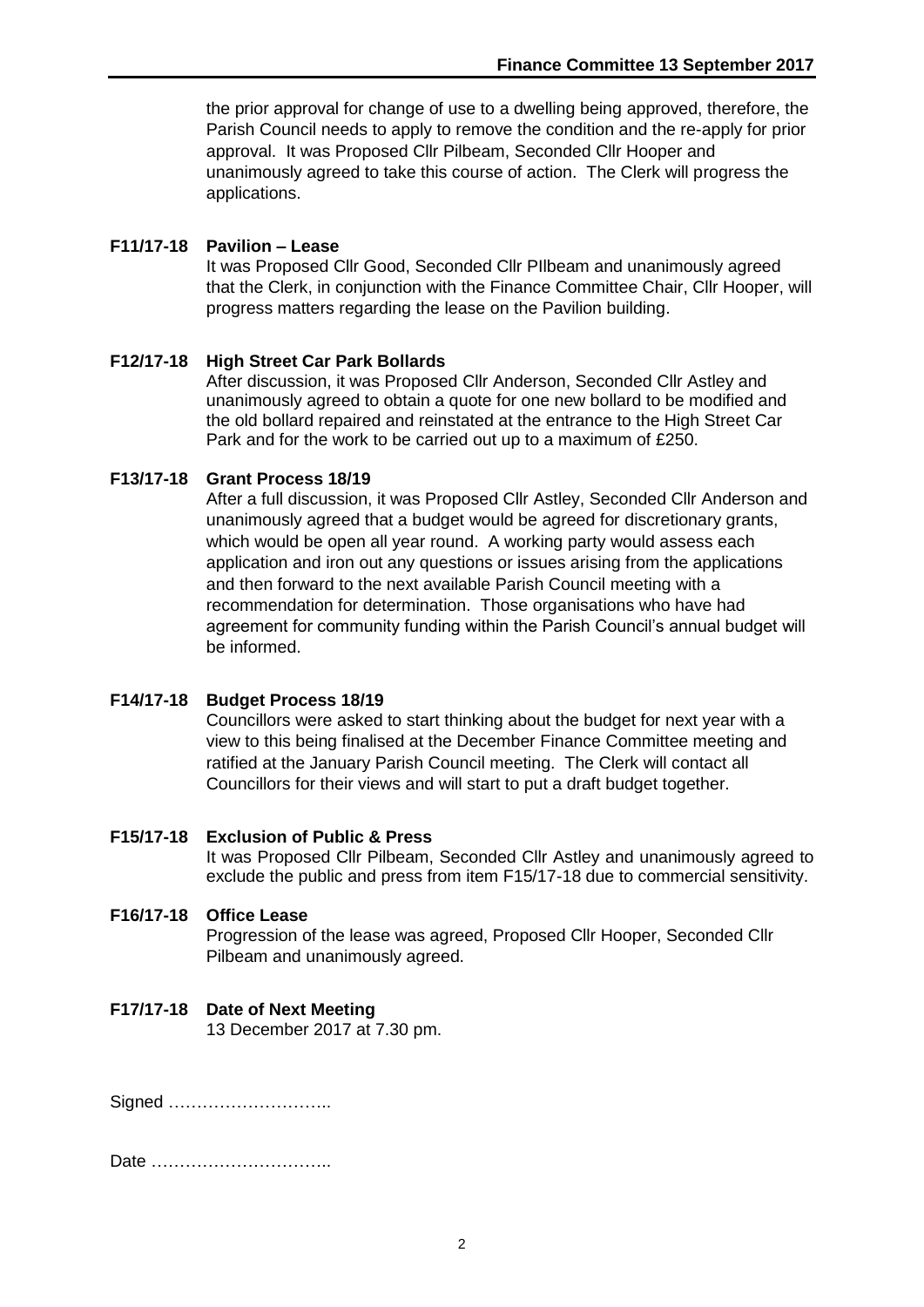the prior approval for change of use to a dwelling being approved, therefore, the Parish Council needs to apply to remove the condition and the re-apply for prior approval. It was Proposed Cllr Pilbeam, Seconded Cllr Hooper and unanimously agreed to take this course of action. The Clerk will progress the applications.

**F11/17-18 Pavilion – Lease**

It was Proposed Cllr Good, Seconded Cllr PIlbeam and unanimously agreed that the Clerk, in conjunction with the Finance Committee Chair, Cllr Hooper, will progress matters regarding the lease on the Pavilion building.

**F12/17-18 High Street Car Park Bollards**

After discussion, it was Proposed Cllr Anderson, Seconded Cllr Astley and unanimously agreed to obtain a quote for one new bollard to be modified and the old bollard repaired and reinstated at the entrance to the High Street Car Park and for the work to be carried out up to a maximum of £250.

**F13/17-18 Grant Process 18/19**

After a full discussion, it was Proposed Cllr Astley, Seconded Cllr Anderson and unanimously agreed that a budget would be agreed for discretionary grants, which would be open all year round. A working party would assess each application and iron out any questions or issues arising from the applications and then forward to the next available Parish Council meeting with a recommendation for determination. Those organisations who have had agreement for community funding within the Parish Council's annual budget will be informed.

**F14/17-18 Budget Process 18/19**

Councillors were asked to start thinking about the budget for next year with a view to this being finalised at the December Finance Committee meeting and ratified at the January Parish Council meeting. The Clerk will contact all Councillors for their views and will start to put a draft budget together.

**F15/17-18 Exclusion of Public & Press**

It was Proposed Cllr Pilbeam, Seconded Cllr Astley and unanimously agreed to exclude the public and press from item F15/17-18 due to commercial sensitivity.

**F16/17-18 Office Lease**

Progression of the lease was agreed, Proposed Cllr Hooper, Seconded Cllr Pilbeam and unanimously agreed.

**F17/17-18 Date of Next Meeting**

13 December 2017 at 7.30 pm.

Signed ………………………..

Date …………………………..